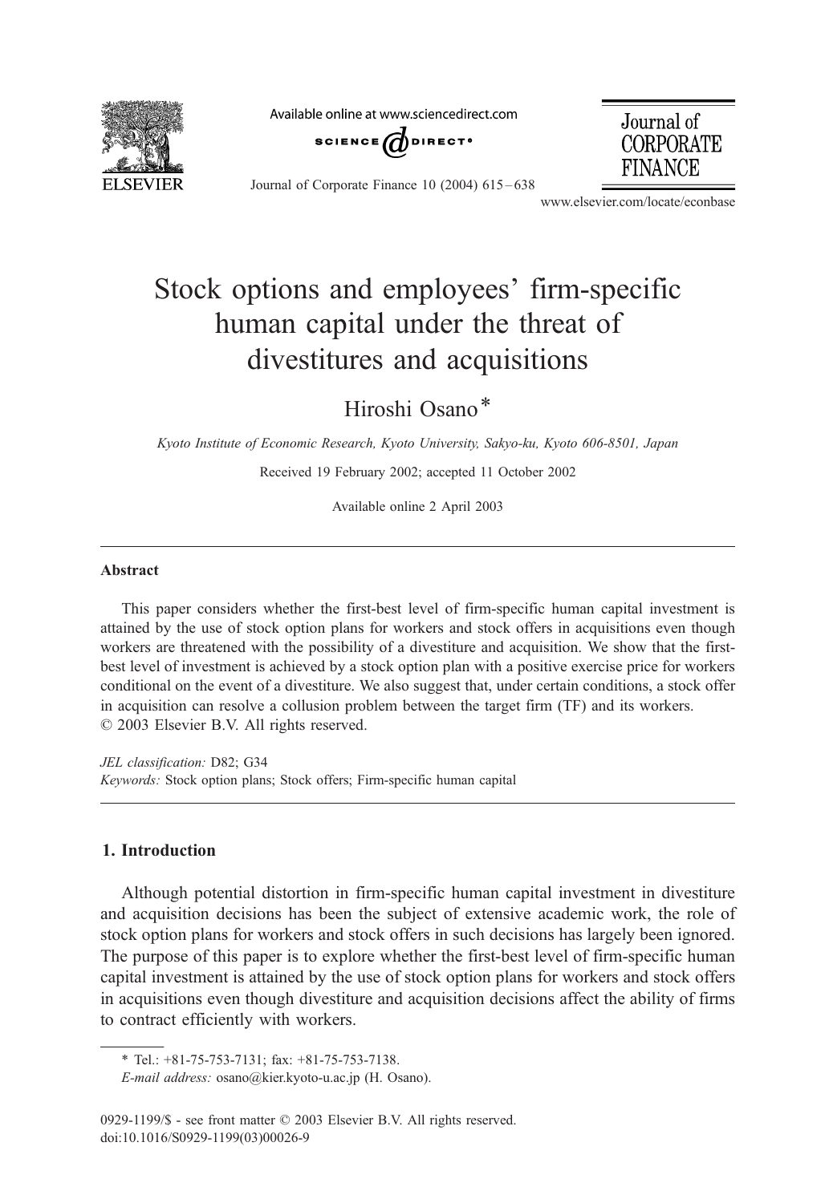# Stock options and employees' firm-specific human capital under the threat of divestitures and acquisitions

Hiroshi Osano*

*Kyoto Institute of Economic Research, Kyoto University, Sakyo-ku, Kyoto 606-8501, Japan*

Received 19 February 2002; accepted 11 October 2002

Available online 2 April 2003

## Abstract

This paper considers whether the first-best level of firm-specific human capital investment is attained by the use of stock option plans for workers and stock offers in acquisitions even though workers are threatened with the possibility of a divestiture and acquisition. We show that the first-best level of investment is achieved by a stock option plan with a positive exercise price for workers conditional on the event of a divestiture. We also suggest that, under certain conditions, a stock offer in acquisition can resolve a collusion problem between the target firm (TF) and its workers.
© 2003 Elsevier B.V. All rights reserved.

*JEL classification:* D82; G34

*Keywords:* Stock option plans; Stock offers; Firm-specific human capital

## 1. Introduction

Although potential distortion in firm-specific human capital investment in divestiture and acquisition decisions has been the subject of extensive academic work, the role of stock option plans for workers and stock offers in such decisions has largely been ignored. The purpose of this paper is to explore whether the first-best level of firm-specific human capital investment is attained by the use of stock option plans for workers and stock offers in acquisitions even though divestiture and acquisition decisions affect the ability of firms to contract efficiently with workers.

* Tel.: +81-75-753-7131; fax: +81-75-753-7138.
*E-mail address:* osano@kier.kyoto-u.ac.jp (H. Osano).

0929-1199/$ - see front matter © 2003 Elsevier B.V. All rights reserved.
doi:10.1016/S0929-1199(03)00026-9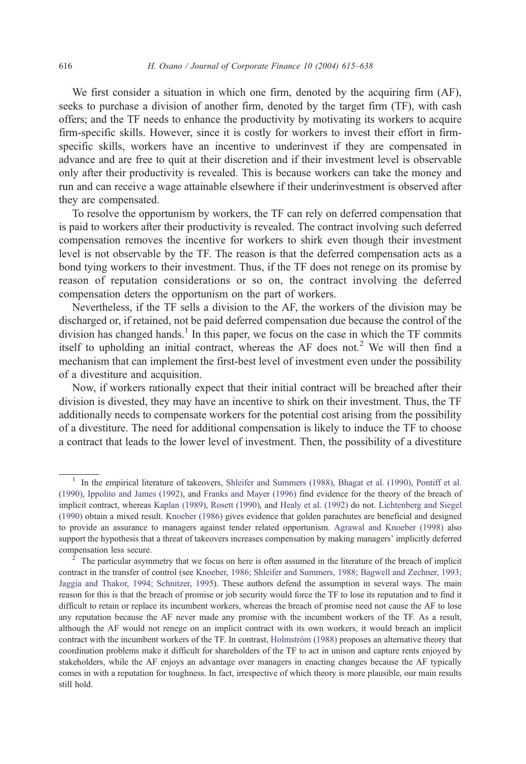We first consider a situation in which one firm, denoted by the acquiring firm (AF), seeks to purchase a division of another firm, denoted by the target firm (TF), with cash offers; and the TF needs to enhance the productivity by motivating its workers to acquire firm-specific skills. However, since it is costly for workers to invest their effort in firm-specific skills, workers have an incentive to underinvest if they are compensated in advance and are free to quit at their discretion and if their investment level is observable only after their productivity is revealed. This is because workers can take the money and run and can receive a wage attainable elsewhere if their underinvestment is observed after they are compensated.

To resolve the opportunism by workers, the TF can rely on deferred compensation that is paid to workers after their productivity is revealed. The contract involving such deferred compensation removes the incentive for workers to shirk even though their investment level is not observable by the TF. The reason is that the deferred compensation acts as a bond tying workers to their investment. Thus, if the TF does not renege on its promise by reason of reputation considerations or so on, the contract involving the deferred compensation deters the opportunism on the part of workers.

Nevertheless, if the TF sells a division to the AF, the workers of the division may be discharged or, if retained, not be paid deferred compensation due because the control of the division has changed hands.[1] In this paper, we focus on the case in which the TF commits itself to upholding an initial contract, whereas the AF does not.[2] We will then find a mechanism that can implement the first-best level of investment even under the possibility of a divestiture and acquisition.

Now, if workers rationally expect that their initial contract will be breached after their division is divested, they may have an incentive to shirk on their investment. Thus, the TF additionally needs to compensate workers for the potential cost arising from the possibility of a divestiture. The need for additional compensation is likely to induce the TF to choose a contract that leads to the lower level of investment. Then, the possibility of a divestiture

[1] In the empirical literature of takeovers, Shleifer and Summers (1988), Bhagat et al. (1990), Pontiff et al. (1990), Ippolito and James (1992), and Franks and Mayer (1996) find evidence for the theory of the breach of implicit contract, whereas Kaplan (1989), Rosett (1990), and Healy et al. (1992) do not. Lichtenberg and Siegel (1990) obtain a mixed result. Knoeber (1986) gives evidence that golden parachutes are beneficial and designed to provide an assurance to managers against tender related opportunism. Agrawal and Knoeber (1998) also support the hypothesis that a threat of takeovers increases compensation by making managers' implicitly deferred compensation less secure.

[2] The particular asymmetry that we focus on here is often assumed in the literature of the breach of implicit contract in the transfer of control (see Knoeber, 1986; Shleifer and Summers, 1988; Bagwell and Zechner, 1993; Jaggia and Thakor, 1994; Schnitzer, 1995). These authors defend the assumption in several ways. The main reason for this is that the breach of promise or job security would force the TF to lose its reputation and to find it difficult to retain or replace its incumbent workers, whereas the breach of promise need not cause the AF to lose any reputation because the AF never made any promise with the incumbent workers of the TF. As a result, although the AF would not renege on an implicit contract with its own workers, it would breach an implicit contract with the incumbent workers of the TF. In contrast, Holmström (1988) proposes an alternative theory that coordination problems make it difficult for shareholders of the TF to act in unison and capture rents enjoyed by stakeholders, while the AF enjoys an advantage over managers in enacting changes because the AF typically comes in with a reputation for toughness. In fact, irrespective of which theory is more plausible, our main results still hold.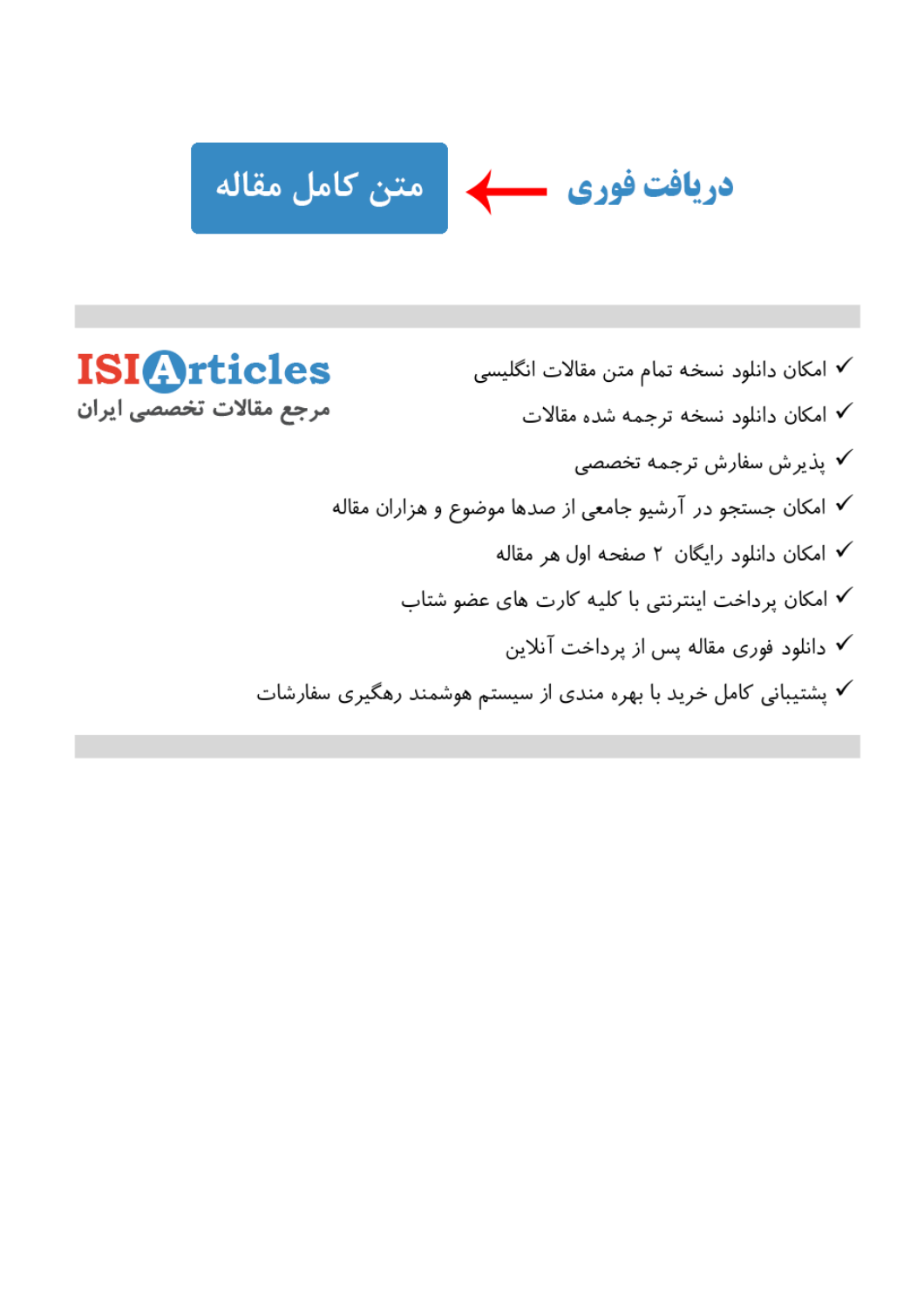دریافت فوری ← **متن کامل مقاله**

**ISIArticles**
مرجع مقالات تخصصی ایران

- ✓ امکان دانلود نسخه تمام متن مقالات انگلیسی
- ✓ امکان دانلود نسخه ترجمه شده مقالات
- ✓ پذیرش سفارش ترجمه تخصصی
- ✓ امکان جستجو در آرشیو جامعی از صدها موضوع و هزاران مقاله
- ✓ امکان دانلود رایگان ۲ صفحه اول هر مقاله
- ✓ امکان پرداخت اینترنتی با کلیه کارت های عضو شتاب
- ✓ دانلود فوری مقاله پس از پرداخت آنلاین
- ✓ پشتیبانی کامل خرید با بهره مندی از سیستم هوشمند رهگیری سفارشات